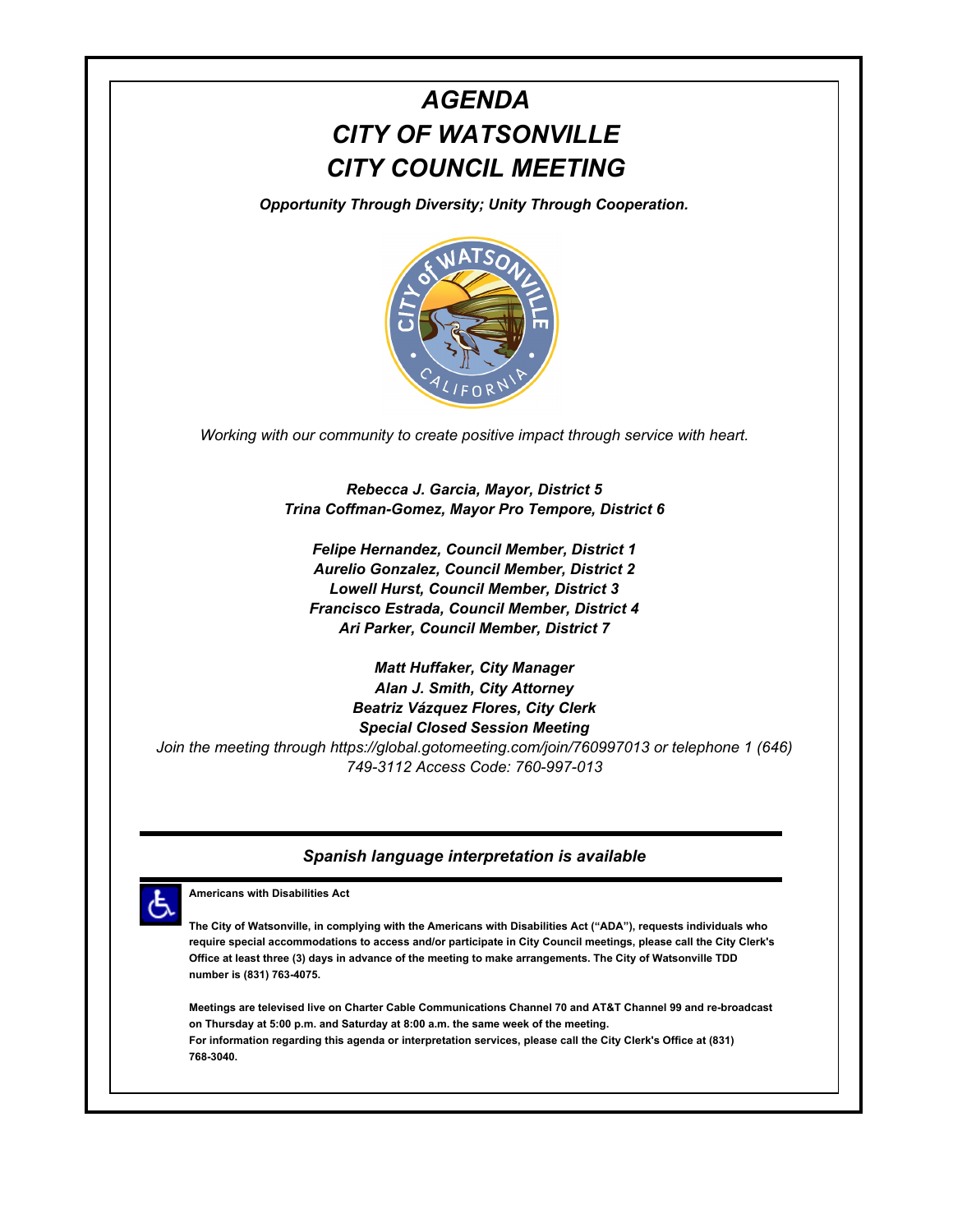# *AGENDA*
# *CITY OF WATSONVILLE*
# *CITY COUNCIL MEETING*

***Opportunity Through Diversity; Unity Through Cooperation.***

*Working with our community to create positive impact through service with heart.*

***Rebecca J. Garcia, Mayor, District 5***
***Trina Coffman-Gomez, Mayor Pro Tempore, District 6***

***Felipe Hernandez, Council Member, District 1***
***Aurelio Gonzalez, Council Member, District 2***
***Lowell Hurst, Council Member, District 3***
***Francisco Estrada, Council Member, District 4***
***Ari Parker, Council Member, District 7***

***Matt Huffaker, City Manager***
***Alan J. Smith, City Attorney***
***Beatriz Vázquez Flores, City Clerk***
***Special Closed Session Meeting***

*Join the meeting through https://global.gotomeeting.com/join/760997013 or telephone 1 (646) 749-3112 Access Code: 760-997-013*

---

***Spanish language interpretation is available***

---

**Americans with Disabilities Act**

**The City of Watsonville, in complying with the Americans with Disabilities Act ("ADA"), requests individuals who require special accommodations to access and/or participate in City Council meetings, please call the City Clerk's Office at least three (3) days in advance of the meeting to make arrangements. The City of Watsonville TDD number is (831) 763-4075.**

**Meetings are televised live on Charter Cable Communications Channel 70 and AT&T Channel 99 and re-broadcast on Thursday at 5:00 p.m. and Saturday at 8:00 a.m. the same week of the meeting.**
**For information regarding this agenda or interpretation services, please call the City Clerk's Office at (831) 768-3040.**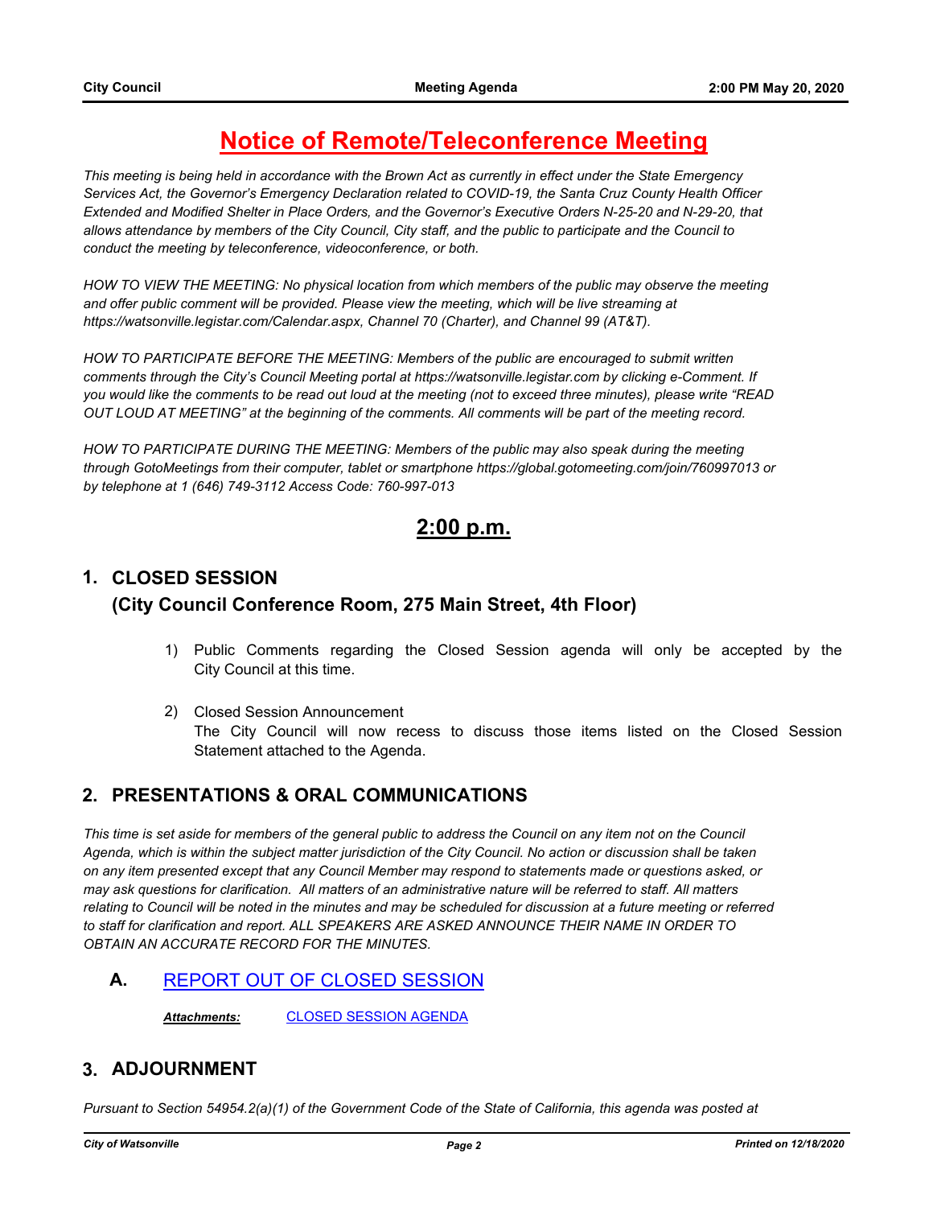# Notice of Remote/Teleconference Meeting

*This meeting is being held in accordance with the Brown Act as currently in effect under the State Emergency Services Act, the Governor's Emergency Declaration related to COVID-19, the Santa Cruz County Health Officer Extended and Modified Shelter in Place Orders, and the Governor's Executive Orders N-25-20 and N-29-20, that allows attendance by members of the City Council, City staff, and the public to participate and the Council to conduct the meeting by teleconference, videoconference, or both.*

*HOW TO VIEW THE MEETING: No physical location from which members of the public may observe the meeting and offer public comment will be provided. Please view the meeting, which will be live streaming at https://watsonville.legistar.com/Calendar.aspx, Channel 70 (Charter), and Channel 99 (AT&T).*

*HOW TO PARTICIPATE BEFORE THE MEETING: Members of the public are encouraged to submit written comments through the City's Council Meeting portal at https://watsonville.legistar.com by clicking e-Comment. If you would like the comments to be read out loud at the meeting (not to exceed three minutes), please write "READ OUT LOUD AT MEETING" at the beginning of the comments. All comments will be part of the meeting record.*

*HOW TO PARTICIPATE DURING THE MEETING: Members of the public may also speak during the meeting through GotoMeetings from their computer, tablet or smartphone https://global.gotomeeting.com/join/760997013 or by telephone at 1 (646) 749-3112 Access Code: 760-997-013*

## 2:00 p.m.

## 1. CLOSED SESSION (City Council Conference Room, 275 Main Street, 4th Floor)

1) Public Comments regarding the Closed Session agenda will only be accepted by the City Council at this time.

2) Closed Session Announcement
The City Council will now recess to discuss those items listed on the Closed Session Statement attached to the Agenda.

## 2. PRESENTATIONS & ORAL COMMUNICATIONS

*This time is set aside for members of the general public to address the Council on any item not on the Council Agenda, which is within the subject matter jurisdiction of the City Council. No action or discussion shall be taken on any item presented except that any Council Member may respond to statements made or questions asked, or may ask questions for clarification. All matters of an administrative nature will be referred to staff. All matters relating to Council will be noted in the minutes and may be scheduled for discussion at a future meeting or referred to staff for clarification and report. ALL SPEAKERS ARE ASKED ANNOUNCE THEIR NAME IN ORDER TO OBTAIN AN ACCURATE RECORD FOR THE MINUTES.*

### A. REPORT OUT OF CLOSED SESSION

***Attachments:*** CLOSED SESSION AGENDA

## 3. ADJOURNMENT

*Pursuant to Section 54954.2(a)(1) of the Government Code of the State of California, this agenda was posted at*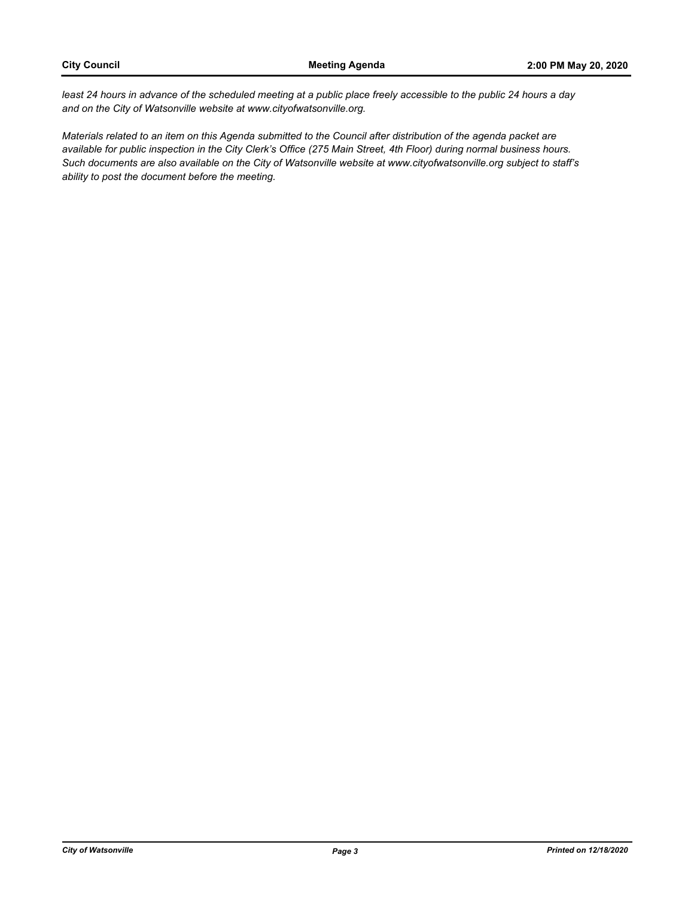*least 24 hours in advance of the scheduled meeting at a public place freely accessible to the public 24 hours a day and on the City of Watsonville website at www.cityofwatsonville.org.*

*Materials related to an item on this Agenda submitted to the Council after distribution of the agenda packet are available for public inspection in the City Clerk's Office (275 Main Street, 4th Floor) during normal business hours. Such documents are also available on the City of Watsonville website at www.cityofwatsonville.org subject to staff's ability to post the document before the meeting.*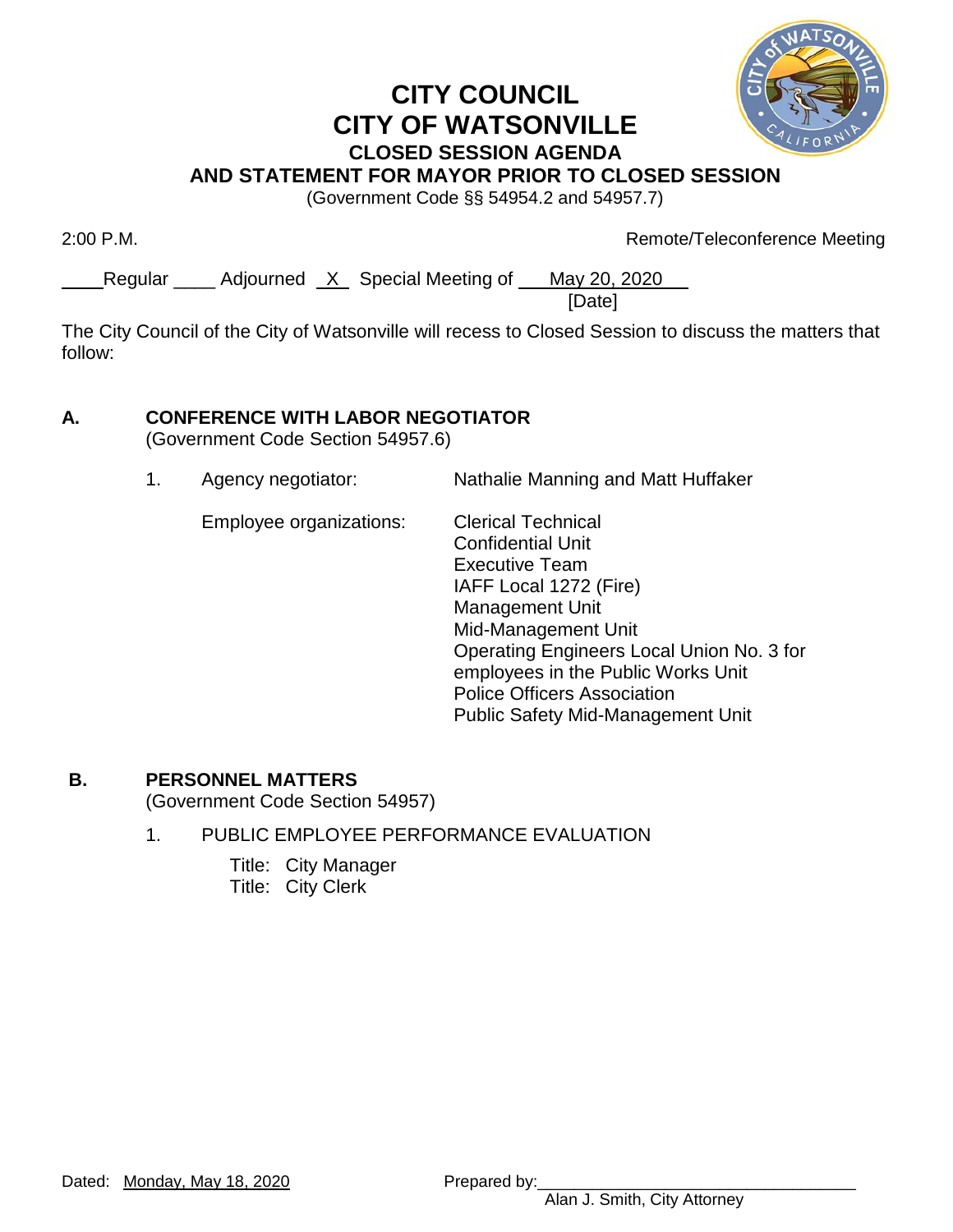# CITY COUNCIL
# CITY OF WATSONVILLE
## CLOSED SESSION AGENDA
## AND STATEMENT FOR MAYOR PRIOR TO CLOSED SESSION

(Government Code §§ 54954.2 and 54957.7)

2:00 P.M. Remote/Teleconference Meeting

____Regular ____ Adjourned _X_ Special Meeting of ___May 20, 2020___
[Date]

The City Council of the City of Watsonville will recess to Closed Session to discuss the matters that follow:

**A. CONFERENCE WITH LABOR NEGOTIATOR**
(Government Code Section 54957.6)

1. Agency negotiator: Nathalie Manning and Matt Huffaker

 Employee organizations:
 - Clerical Technical
 - Confidential Unit
 - Executive Team
 - IAFF Local 1272 (Fire)
 - Management Unit
 - Mid-Management Unit
 - Operating Engineers Local Union No. 3 for employees in the Public Works Unit
 - Police Officers Association
 - Public Safety Mid-Management Unit

**B. PERSONNEL MATTERS**
(Government Code Section 54957)

1. PUBLIC EMPLOYEE PERFORMANCE EVALUATION

 Title: City Manager
 Title: City Clerk

Dated: Monday, May 18, 2020

Prepared by:______________________________
Alan J. Smith, City Attorney